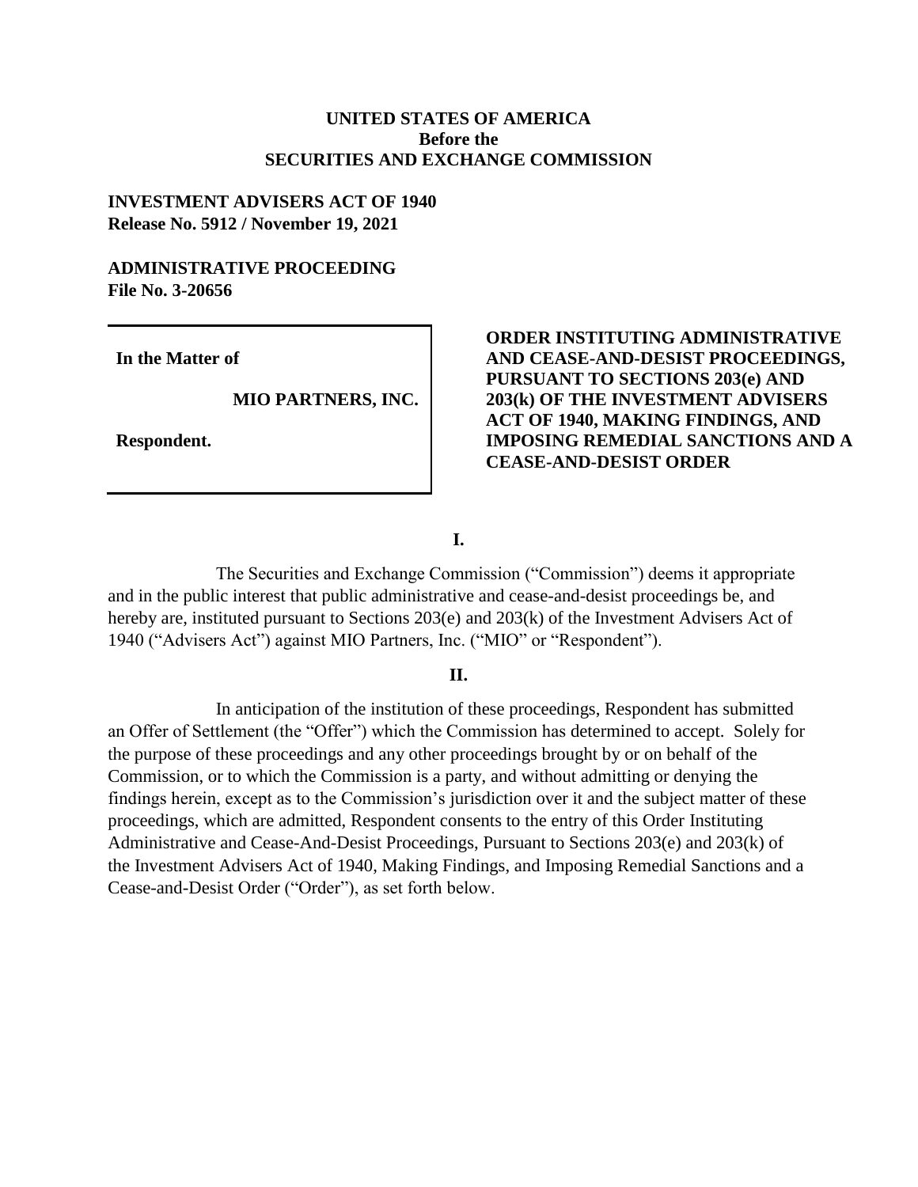**UNITED STATES OF AMERICA**
**Before the**
**SECURITIES AND EXCHANGE COMMISSION**

**INVESTMENT ADVISERS ACT OF 1940**
**Release No. 5912 / November 19, 2021**

**ADMINISTRATIVE PROCEEDING**
**File No. 3-20656**

| | |
|---|---|
| **In the Matter of**<br><br>**MIO PARTNERS, INC.**<br><br>**Respondent.** | **ORDER INSTITUTING ADMINISTRATIVE AND CEASE-AND-DESIST PROCEEDINGS, PURSUANT TO SECTIONS 203(e) AND 203(k) OF THE INVESTMENT ADVISERS ACT OF 1940, MAKING FINDINGS, AND IMPOSING REMEDIAL SANCTIONS AND A CEASE-AND-DESIST ORDER** |

## I.

The Securities and Exchange Commission ("Commission") deems it appropriate and in the public interest that public administrative and cease-and-desist proceedings be, and hereby are, instituted pursuant to Sections 203(e) and 203(k) of the Investment Advisers Act of 1940 ("Advisers Act") against MIO Partners, Inc. ("MIO" or "Respondent").

## II.

In anticipation of the institution of these proceedings, Respondent has submitted an Offer of Settlement (the "Offer") which the Commission has determined to accept. Solely for the purpose of these proceedings and any other proceedings brought by or on behalf of the Commission, or to which the Commission is a party, and without admitting or denying the findings herein, except as to the Commission's jurisdiction over it and the subject matter of these proceedings, which are admitted, Respondent consents to the entry of this Order Instituting Administrative and Cease-And-Desist Proceedings, Pursuant to Sections 203(e) and 203(k) of the Investment Advisers Act of 1940, Making Findings, and Imposing Remedial Sanctions and a Cease-and-Desist Order ("Order"), as set forth below.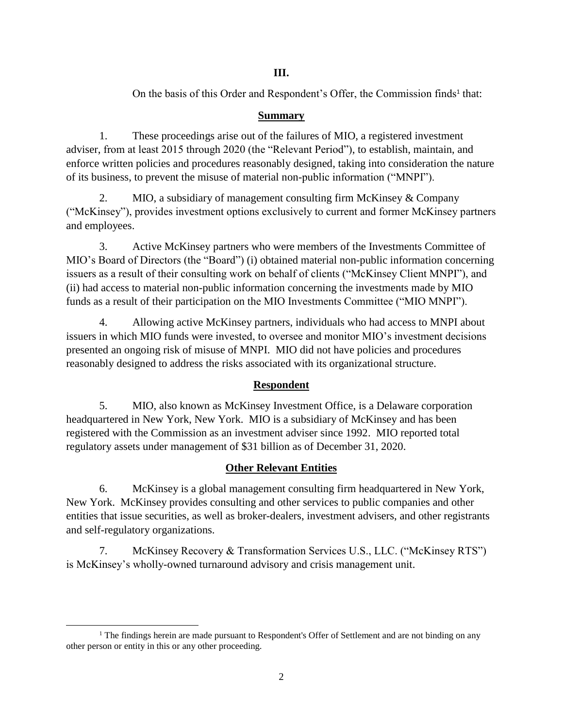## III.

On the basis of this Order and Respondent's Offer, the Commission finds[1] that:

**Summary**

1. These proceedings arise out of the failures of MIO, a registered investment adviser, from at least 2015 through 2020 (the "Relevant Period"), to establish, maintain, and enforce written policies and procedures reasonably designed, taking into consideration the nature of its business, to prevent the misuse of material non-public information ("MNPI").

2. MIO, a subsidiary of management consulting firm McKinsey & Company ("McKinsey"), provides investment options exclusively to current and former McKinsey partners and employees.

3. Active McKinsey partners who were members of the Investments Committee of MIO's Board of Directors (the "Board") (i) obtained material non-public information concerning issuers as a result of their consulting work on behalf of clients ("McKinsey Client MNPI"), and (ii) had access to material non-public information concerning the investments made by MIO funds as a result of their participation on the MIO Investments Committee ("MIO MNPI").

4. Allowing active McKinsey partners, individuals who had access to MNPI about issuers in which MIO funds were invested, to oversee and monitor MIO's investment decisions presented an ongoing risk of misuse of MNPI. MIO did not have policies and procedures reasonably designed to address the risks associated with its organizational structure.

**Respondent**

5. MIO, also known as McKinsey Investment Office, is a Delaware corporation headquartered in New York, New York. MIO is a subsidiary of McKinsey and has been registered with the Commission as an investment adviser since 1992. MIO reported total regulatory assets under management of $31 billion as of December 31, 2020.

**Other Relevant Entities**

6. McKinsey is a global management consulting firm headquartered in New York, New York. McKinsey provides consulting and other services to public companies and other entities that issue securities, as well as broker-dealers, investment advisers, and other registrants and self-regulatory organizations.

7. McKinsey Recovery & Transformation Services U.S., LLC. ("McKinsey RTS") is McKinsey's wholly-owned turnaround advisory and crisis management unit.

---

[1] The findings herein are made pursuant to Respondent's Offer of Settlement and are not binding on any other person or entity in this or any other proceeding.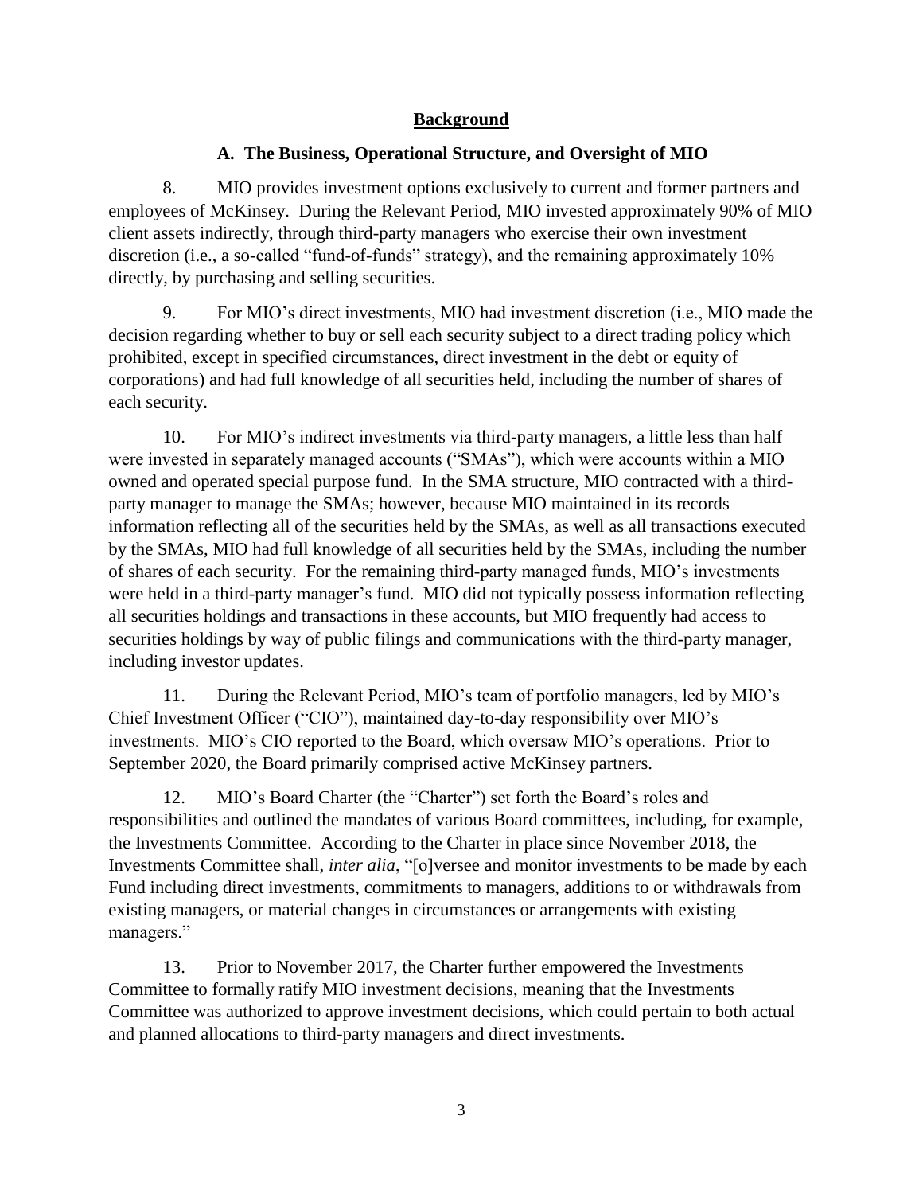## Background

### A. The Business, Operational Structure, and Oversight of MIO

8. MIO provides investment options exclusively to current and former partners and employees of McKinsey. During the Relevant Period, MIO invested approximately 90% of MIO client assets indirectly, through third-party managers who exercise their own investment discretion (i.e., a so-called "fund-of-funds" strategy), and the remaining approximately 10% directly, by purchasing and selling securities.

9. For MIO's direct investments, MIO had investment discretion (i.e., MIO made the decision regarding whether to buy or sell each security subject to a direct trading policy which prohibited, except in specified circumstances, direct investment in the debt or equity of corporations) and had full knowledge of all securities held, including the number of shares of each security.

10. For MIO's indirect investments via third-party managers, a little less than half were invested in separately managed accounts ("SMAs"), which were accounts within a MIO owned and operated special purpose fund. In the SMA structure, MIO contracted with a third-party manager to manage the SMAs; however, because MIO maintained in its records information reflecting all of the securities held by the SMAs, as well as all transactions executed by the SMAs, MIO had full knowledge of all securities held by the SMAs, including the number of shares of each security. For the remaining third-party managed funds, MIO's investments were held in a third-party manager's fund. MIO did not typically possess information reflecting all securities holdings and transactions in these accounts, but MIO frequently had access to securities holdings by way of public filings and communications with the third-party manager, including investor updates.

11. During the Relevant Period, MIO's team of portfolio managers, led by MIO's Chief Investment Officer ("CIO"), maintained day-to-day responsibility over MIO's investments. MIO's CIO reported to the Board, which oversaw MIO's operations. Prior to September 2020, the Board primarily comprised active McKinsey partners.

12. MIO's Board Charter (the "Charter") set forth the Board's roles and responsibilities and outlined the mandates of various Board committees, including, for example, the Investments Committee. According to the Charter in place since November 2018, the Investments Committee shall, *inter alia*, "[o]versee and monitor investments to be made by each Fund including direct investments, commitments to managers, additions to or withdrawals from existing managers, or material changes in circumstances or arrangements with existing managers."

13. Prior to November 2017, the Charter further empowered the Investments Committee to formally ratify MIO investment decisions, meaning that the Investments Committee was authorized to approve investment decisions, which could pertain to both actual and planned allocations to third-party managers and direct investments.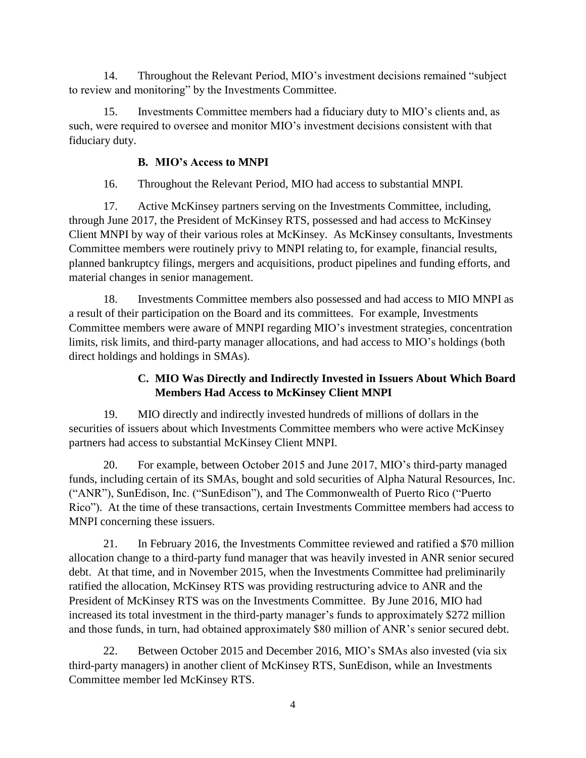14. Throughout the Relevant Period, MIO's investment decisions remained "subject to review and monitoring" by the Investments Committee.

15. Investments Committee members had a fiduciary duty to MIO's clients and, as such, were required to oversee and monitor MIO's investment decisions consistent with that fiduciary duty.

### B. MIO's Access to MNPI

16. Throughout the Relevant Period, MIO had access to substantial MNPI.

17. Active McKinsey partners serving on the Investments Committee, including, through June 2017, the President of McKinsey RTS, possessed and had access to McKinsey Client MNPI by way of their various roles at McKinsey. As McKinsey consultants, Investments Committee members were routinely privy to MNPI relating to, for example, financial results, planned bankruptcy filings, mergers and acquisitions, product pipelines and funding efforts, and material changes in senior management.

18. Investments Committee members also possessed and had access to MIO MNPI as a result of their participation on the Board and its committees. For example, Investments Committee members were aware of MNPI regarding MIO's investment strategies, concentration limits, risk limits, and third-party manager allocations, and had access to MIO's holdings (both direct holdings and holdings in SMAs).

### C. MIO Was Directly and Indirectly Invested in Issuers About Which Board Members Had Access to McKinsey Client MNPI

19. MIO directly and indirectly invested hundreds of millions of dollars in the securities of issuers about which Investments Committee members who were active McKinsey partners had access to substantial McKinsey Client MNPI.

20. For example, between October 2015 and June 2017, MIO's third-party managed funds, including certain of its SMAs, bought and sold securities of Alpha Natural Resources, Inc. ("ANR"), SunEdison, Inc. ("SunEdison"), and The Commonwealth of Puerto Rico ("Puerto Rico"). At the time of these transactions, certain Investments Committee members had access to MNPI concerning these issuers.

21. In February 2016, the Investments Committee reviewed and ratified a $70 million allocation change to a third-party fund manager that was heavily invested in ANR senior secured debt. At that time, and in November 2015, when the Investments Committee had preliminarily ratified the allocation, McKinsey RTS was providing restructuring advice to ANR and the President of McKinsey RTS was on the Investments Committee. By June 2016, MIO had increased its total investment in the third-party manager's funds to approximately $272 million and those funds, in turn, had obtained approximately $80 million of ANR's senior secured debt.

22. Between October 2015 and December 2016, MIO's SMAs also invested (via six third-party managers) in another client of McKinsey RTS, SunEdison, while an Investments Committee member led McKinsey RTS.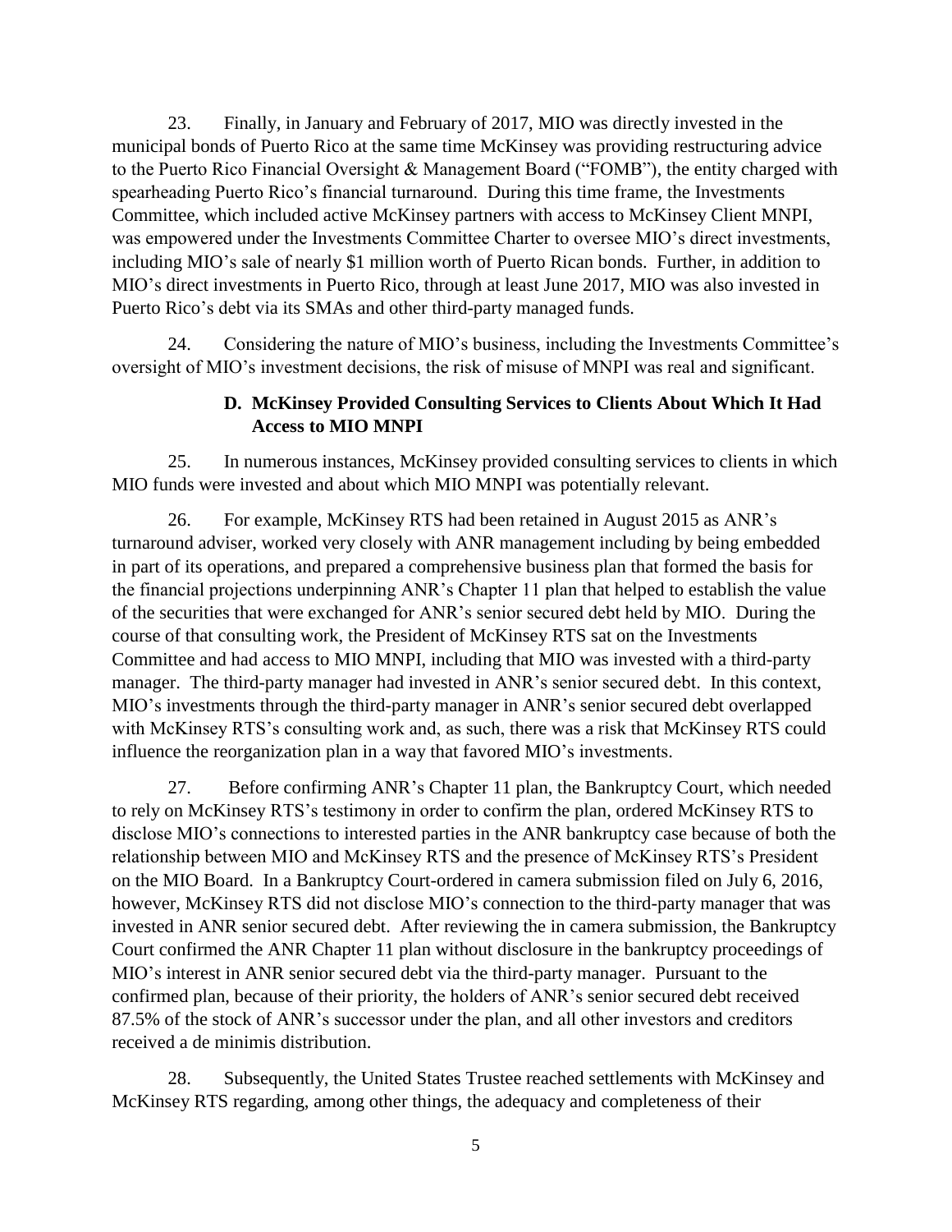23. Finally, in January and February of 2017, MIO was directly invested in the municipal bonds of Puerto Rico at the same time McKinsey was providing restructuring advice to the Puerto Rico Financial Oversight & Management Board ("FOMB"), the entity charged with spearheading Puerto Rico's financial turnaround. During this time frame, the Investments Committee, which included active McKinsey partners with access to McKinsey Client MNPI, was empowered under the Investments Committee Charter to oversee MIO's direct investments, including MIO's sale of nearly $1 million worth of Puerto Rican bonds. Further, in addition to MIO's direct investments in Puerto Rico, through at least June 2017, MIO was also invested in Puerto Rico's debt via its SMAs and other third-party managed funds.

24. Considering the nature of MIO's business, including the Investments Committee's oversight of MIO's investment decisions, the risk of misuse of MNPI was real and significant.

### D. McKinsey Provided Consulting Services to Clients About Which It Had Access to MIO MNPI

25. In numerous instances, McKinsey provided consulting services to clients in which MIO funds were invested and about which MIO MNPI was potentially relevant.

26. For example, McKinsey RTS had been retained in August 2015 as ANR's turnaround adviser, worked very closely with ANR management including by being embedded in part of its operations, and prepared a comprehensive business plan that formed the basis for the financial projections underpinning ANR's Chapter 11 plan that helped to establish the value of the securities that were exchanged for ANR's senior secured debt held by MIO. During the course of that consulting work, the President of McKinsey RTS sat on the Investments Committee and had access to MIO MNPI, including that MIO was invested with a third-party manager. The third-party manager had invested in ANR's senior secured debt. In this context, MIO's investments through the third-party manager in ANR's senior secured debt overlapped with McKinsey RTS's consulting work and, as such, there was a risk that McKinsey RTS could influence the reorganization plan in a way that favored MIO's investments.

27. Before confirming ANR's Chapter 11 plan, the Bankruptcy Court, which needed to rely on McKinsey RTS's testimony in order to confirm the plan, ordered McKinsey RTS to disclose MIO's connections to interested parties in the ANR bankruptcy case because of both the relationship between MIO and McKinsey RTS and the presence of McKinsey RTS's President on the MIO Board. In a Bankruptcy Court-ordered in camera submission filed on July 6, 2016, however, McKinsey RTS did not disclose MIO's connection to the third-party manager that was invested in ANR senior secured debt. After reviewing the in camera submission, the Bankruptcy Court confirmed the ANR Chapter 11 plan without disclosure in the bankruptcy proceedings of MIO's interest in ANR senior secured debt via the third-party manager. Pursuant to the confirmed plan, because of their priority, the holders of ANR's senior secured debt received 87.5% of the stock of ANR's successor under the plan, and all other investors and creditors received a de minimis distribution.

28. Subsequently, the United States Trustee reached settlements with McKinsey and McKinsey RTS regarding, among other things, the adequacy and completeness of their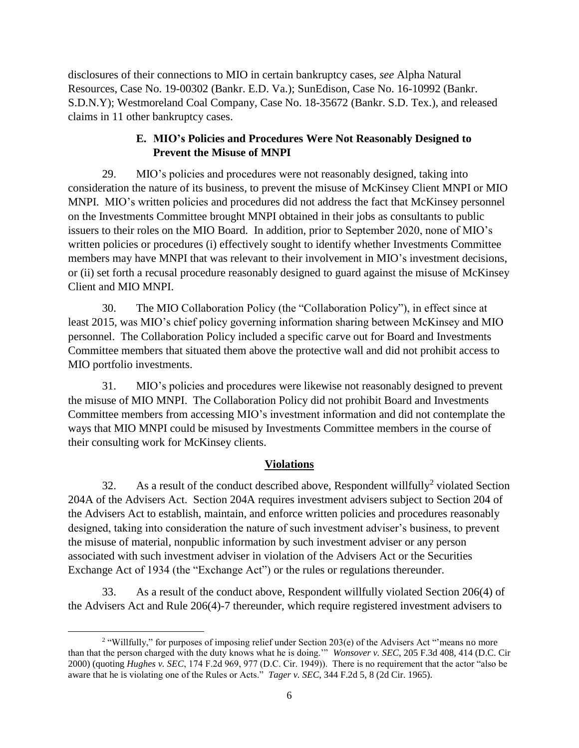disclosures of their connections to MIO in certain bankruptcy cases, *see* Alpha Natural Resources, Case No. 19-00302 (Bankr. E.D. Va.); SunEdison, Case No. 16-10992 (Bankr. S.D.N.Y); Westmoreland Coal Company, Case No. 18-35672 (Bankr. S.D. Tex.), and released claims in 11 other bankruptcy cases.

### E. MIO's Policies and Procedures Were Not Reasonably Designed to Prevent the Misuse of MNPI

29. MIO's policies and procedures were not reasonably designed, taking into consideration the nature of its business, to prevent the misuse of McKinsey Client MNPI or MIO MNPI. MIO's written policies and procedures did not address the fact that McKinsey personnel on the Investments Committee brought MNPI obtained in their jobs as consultants to public issuers to their roles on the MIO Board. In addition, prior to September 2020, none of MIO's written policies or procedures (i) effectively sought to identify whether Investments Committee members may have MNPI that was relevant to their involvement in MIO's investment decisions, or (ii) set forth a recusal procedure reasonably designed to guard against the misuse of McKinsey Client and MIO MNPI.

30. The MIO Collaboration Policy (the "Collaboration Policy"), in effect since at least 2015, was MIO's chief policy governing information sharing between McKinsey and MIO personnel. The Collaboration Policy included a specific carve out for Board and Investments Committee members that situated them above the protective wall and did not prohibit access to MIO portfolio investments.

31. MIO's policies and procedures were likewise not reasonably designed to prevent the misuse of MIO MNPI. The Collaboration Policy did not prohibit Board and Investments Committee members from accessing MIO's investment information and did not contemplate the ways that MIO MNPI could be misused by Investments Committee members in the course of their consulting work for McKinsey clients.

## Violations

32. As a result of the conduct described above, Respondent willfully[2] violated Section 204A of the Advisers Act. Section 204A requires investment advisers subject to Section 204 of the Advisers Act to establish, maintain, and enforce written policies and procedures reasonably designed, taking into consideration the nature of such investment adviser's business, to prevent the misuse of material, nonpublic information by such investment adviser or any person associated with such investment adviser in violation of the Advisers Act or the Securities Exchange Act of 1934 (the "Exchange Act") or the rules or regulations thereunder.

33. As a result of the conduct above, Respondent willfully violated Section 206(4) of the Advisers Act and Rule 206(4)-7 thereunder, which require registered investment advisers to

---

[2] "Willfully," for purposes of imposing relief under Section 203(e) of the Advisers Act "'means no more than that the person charged with the duty knows what he is doing.'" *Wonsover v. SEC*, 205 F.3d 408, 414 (D.C. Cir 2000) (quoting *Hughes v. SEC*, 174 F.2d 969, 977 (D.C. Cir. 1949)). There is no requirement that the actor "also be aware that he is violating one of the Rules or Acts." *Tager v. SEC*, 344 F.2d 5, 8 (2d Cir. 1965).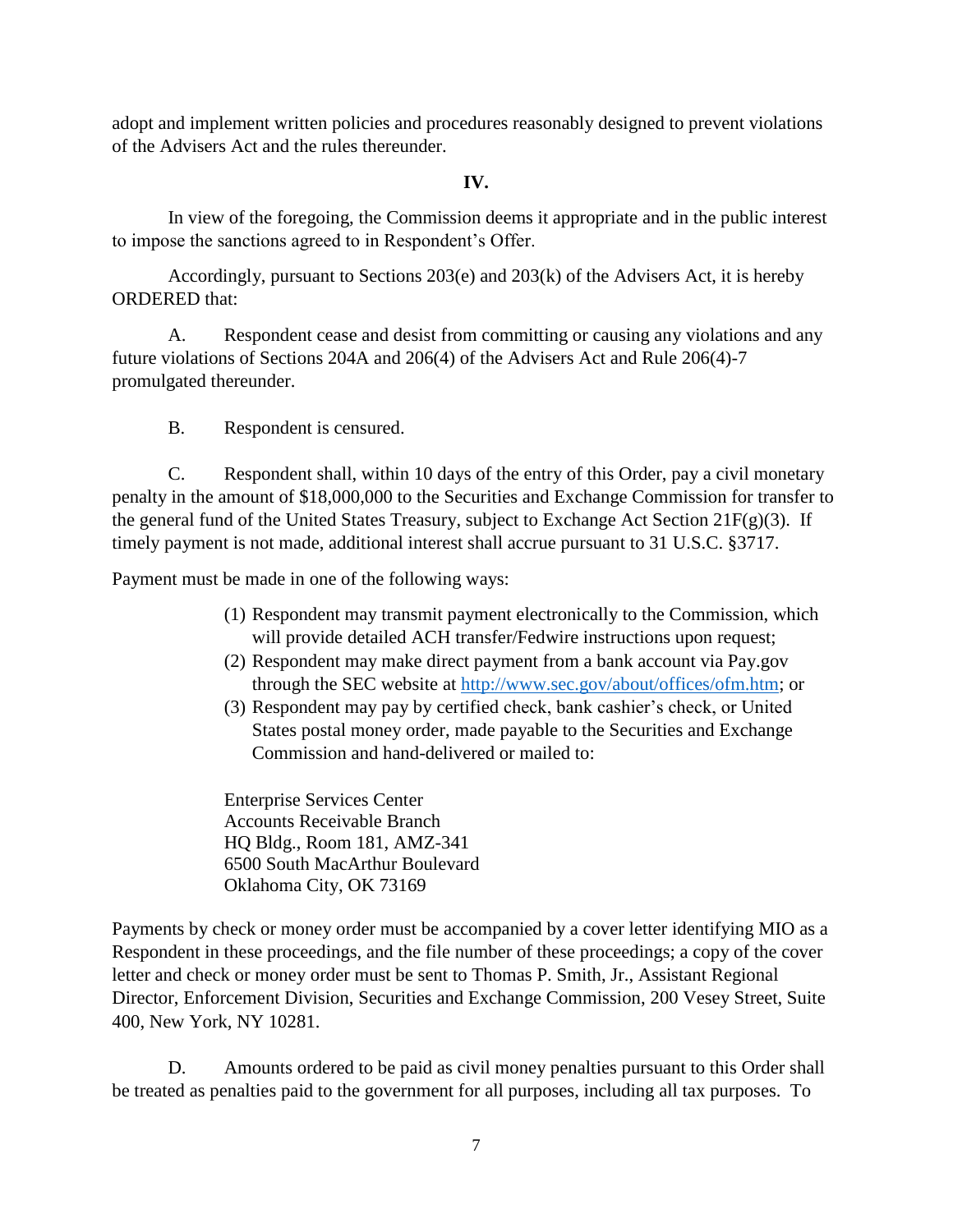adopt and implement written policies and procedures reasonably designed to prevent violations of the Advisers Act and the rules thereunder.

## IV.

In view of the foregoing, the Commission deems it appropriate and in the public interest to impose the sanctions agreed to in Respondent's Offer.

Accordingly, pursuant to Sections 203(e) and 203(k) of the Advisers Act, it is hereby ORDERED that:

A. Respondent cease and desist from committing or causing any violations and any future violations of Sections 204A and 206(4) of the Advisers Act and Rule 206(4)-7 promulgated thereunder.

B. Respondent is censured.

C. Respondent shall, within 10 days of the entry of this Order, pay a civil monetary penalty in the amount of $18,000,000 to the Securities and Exchange Commission for transfer to the general fund of the United States Treasury, subject to Exchange Act Section 21F(g)(3). If timely payment is not made, additional interest shall accrue pursuant to 31 U.S.C. §3717.

Payment must be made in one of the following ways:

(1) Respondent may transmit payment electronically to the Commission, which will provide detailed ACH transfer/Fedwire instructions upon request;

(2) Respondent may make direct payment from a bank account via Pay.gov through the SEC website at http://www.sec.gov/about/offices/ofm.htm; or

(3) Respondent may pay by certified check, bank cashier's check, or United States postal money order, made payable to the Securities and Exchange Commission and hand-delivered or mailed to:

Enterprise Services Center
Accounts Receivable Branch
HQ Bldg., Room 181, AMZ-341
6500 South MacArthur Boulevard
Oklahoma City, OK 73169

Payments by check or money order must be accompanied by a cover letter identifying MIO as a Respondent in these proceedings, and the file number of these proceedings; a copy of the cover letter and check or money order must be sent to Thomas P. Smith, Jr., Assistant Regional Director, Enforcement Division, Securities and Exchange Commission, 200 Vesey Street, Suite 400, New York, NY 10281.

D. Amounts ordered to be paid as civil money penalties pursuant to this Order shall be treated as penalties paid to the government for all purposes, including all tax purposes. To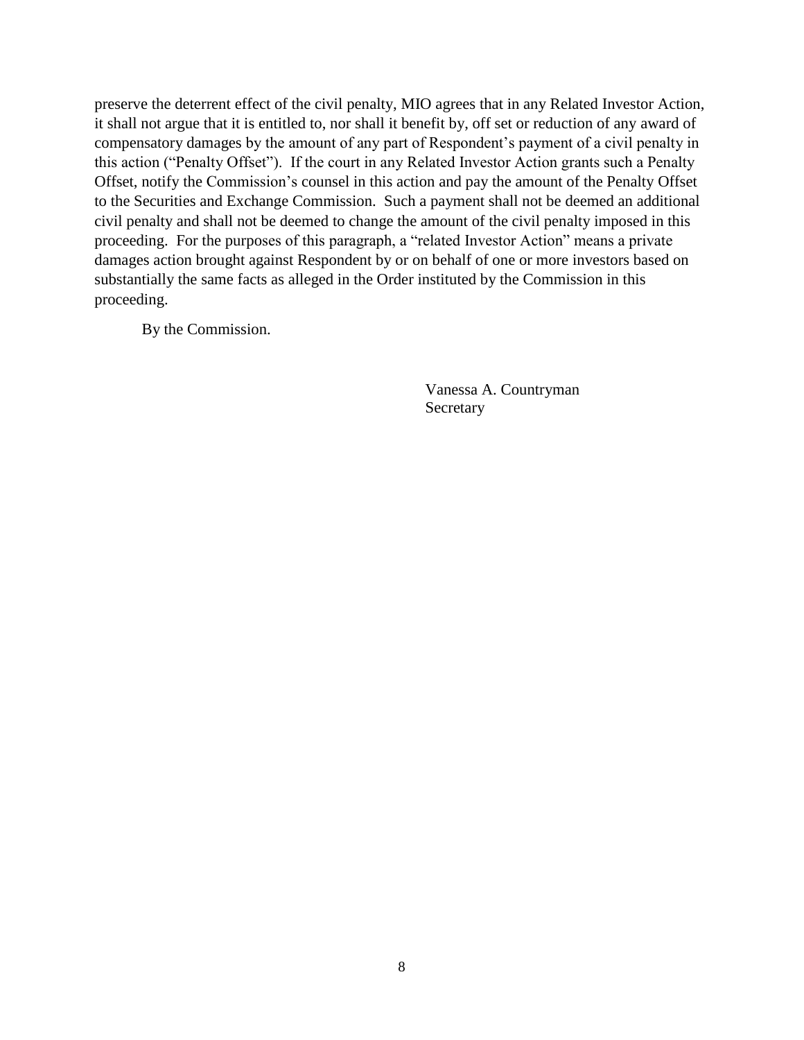preserve the deterrent effect of the civil penalty, MIO agrees that in any Related Investor Action, it shall not argue that it is entitled to, nor shall it benefit by, off set or reduction of any award of compensatory damages by the amount of any part of Respondent's payment of a civil penalty in this action ("Penalty Offset"). If the court in any Related Investor Action grants such a Penalty Offset, notify the Commission's counsel in this action and pay the amount of the Penalty Offset to the Securities and Exchange Commission. Such a payment shall not be deemed an additional civil penalty and shall not be deemed to change the amount of the civil penalty imposed in this proceeding. For the purposes of this paragraph, a "related Investor Action" means a private damages action brought against Respondent by or on behalf of one or more investors based on substantially the same facts as alleged in the Order instituted by the Commission in this proceeding.

By the Commission.

Vanessa A. Countryman
Secretary